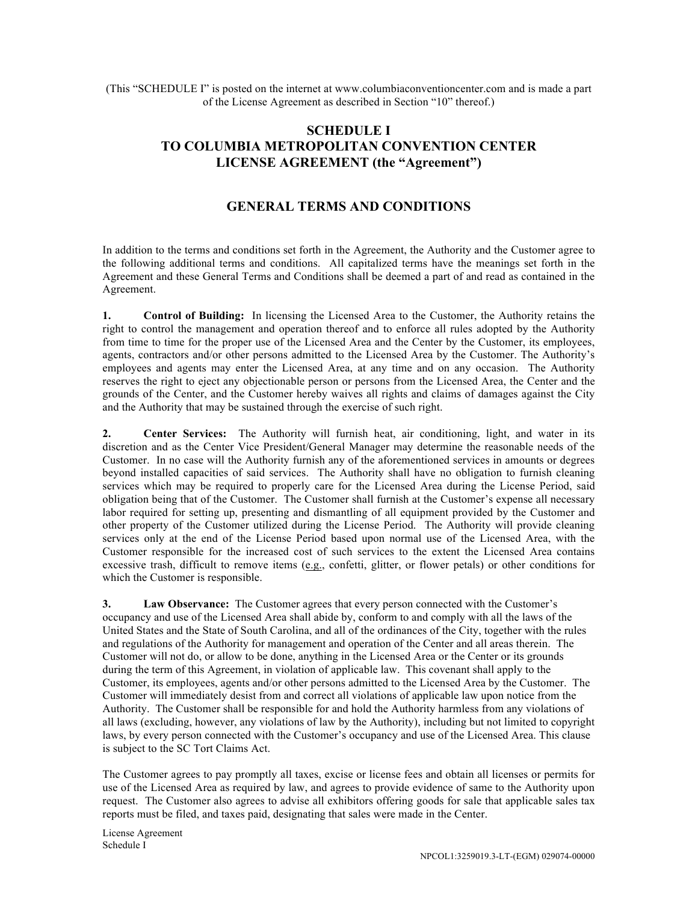(This "SCHEDULE I" is posted on the internet at www.columbiaconventioncenter.com and is made a part of the License Agreement as described in Section "10" thereof.)

# SCHEDULE I
# TO COLUMBIA METROPOLITAN CONVENTION CENTER
# LICENSE AGREEMENT (the "Agreement")

## GENERAL TERMS AND CONDITIONS

In addition to the terms and conditions set forth in the Agreement, the Authority and the Customer agree to the following additional terms and conditions. All capitalized terms have the meanings set forth in the Agreement and these General Terms and Conditions shall be deemed a part of and read as contained in the Agreement.

**1. Control of Building:** In licensing the Licensed Area to the Customer, the Authority retains the right to control the management and operation thereof and to enforce all rules adopted by the Authority from time to time for the proper use of the Licensed Area and the Center by the Customer, its employees, agents, contractors and/or other persons admitted to the Licensed Area by the Customer. The Authority's employees and agents may enter the Licensed Area, at any time and on any occasion. The Authority reserves the right to eject any objectionable person or persons from the Licensed Area, the Center and the grounds of the Center, and the Customer hereby waives all rights and claims of damages against the City and the Authority that may be sustained through the exercise of such right.

**2. Center Services:** The Authority will furnish heat, air conditioning, light, and water in its discretion and as the Center Vice President/General Manager may determine the reasonable needs of the Customer. In no case will the Authority furnish any of the aforementioned services in amounts or degrees beyond installed capacities of said services. The Authority shall have no obligation to furnish cleaning services which may be required to properly care for the Licensed Area during the License Period, said obligation being that of the Customer. The Customer shall furnish at the Customer's expense all necessary labor required for setting up, presenting and dismantling of all equipment provided by the Customer and other property of the Customer utilized during the License Period. The Authority will provide cleaning services only at the end of the License Period based upon normal use of the Licensed Area, with the Customer responsible for the increased cost of such services to the extent the Licensed Area contains excessive trash, difficult to remove items (e.g., confetti, glitter, or flower petals) or other conditions for which the Customer is responsible.

**3. Law Observance:** The Customer agrees that every person connected with the Customer's occupancy and use of the Licensed Area shall abide by, conform to and comply with all the laws of the United States and the State of South Carolina, and all of the ordinances of the City, together with the rules and regulations of the Authority for management and operation of the Center and all areas therein. The Customer will not do, or allow to be done, anything in the Licensed Area or the Center or its grounds during the term of this Agreement, in violation of applicable law. This covenant shall apply to the Customer, its employees, agents and/or other persons admitted to the Licensed Area by the Customer. The Customer will immediately desist from and correct all violations of applicable law upon notice from the Authority. The Customer shall be responsible for and hold the Authority harmless from any violations of all laws (excluding, however, any violations of law by the Authority), including but not limited to copyright laws, by every person connected with the Customer's occupancy and use of the Licensed Area. This clause is subject to the SC Tort Claims Act.

The Customer agrees to pay promptly all taxes, excise or license fees and obtain all licenses or permits for use of the Licensed Area as required by law, and agrees to provide evidence of same to the Authority upon request. The Customer also agrees to advise all exhibitors offering goods for sale that applicable sales tax reports must be filed, and taxes paid, designating that sales were made in the Center.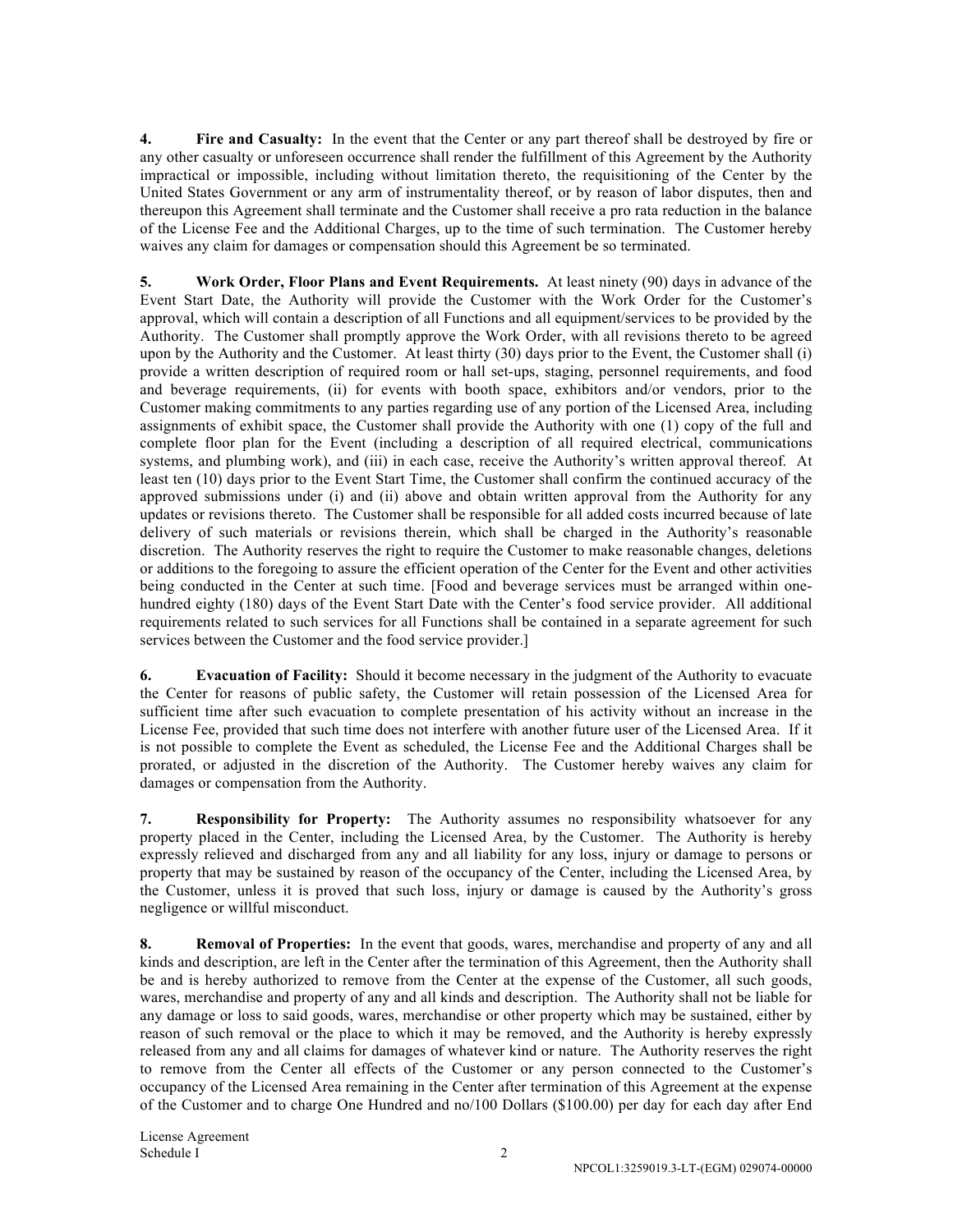**4. Fire and Casualty:** In the event that the Center or any part thereof shall be destroyed by fire or any other casualty or unforeseen occurrence shall render the fulfillment of this Agreement by the Authority impractical or impossible, including without limitation thereto, the requisitioning of the Center by the United States Government or any arm of instrumentality thereof, or by reason of labor disputes, then and thereupon this Agreement shall terminate and the Customer shall receive a pro rata reduction in the balance of the License Fee and the Additional Charges, up to the time of such termination. The Customer hereby waives any claim for damages or compensation should this Agreement be so terminated.

**5. Work Order, Floor Plans and Event Requirements.** At least ninety (90) days in advance of the Event Start Date, the Authority will provide the Customer with the Work Order for the Customer's approval, which will contain a description of all Functions and all equipment/services to be provided by the Authority. The Customer shall promptly approve the Work Order, with all revisions thereto to be agreed upon by the Authority and the Customer. At least thirty (30) days prior to the Event, the Customer shall (i) provide a written description of required room or hall set-ups, staging, personnel requirements, and food and beverage requirements, (ii) for events with booth space, exhibitors and/or vendors, prior to the Customer making commitments to any parties regarding use of any portion of the Licensed Area, including assignments of exhibit space, the Customer shall provide the Authority with one (1) copy of the full and complete floor plan for the Event (including a description of all required electrical, communications systems, and plumbing work), and (iii) in each case, receive the Authority's written approval thereof. At least ten (10) days prior to the Event Start Time, the Customer shall confirm the continued accuracy of the approved submissions under (i) and (ii) above and obtain written approval from the Authority for any updates or revisions thereto. The Customer shall be responsible for all added costs incurred because of late delivery of such materials or revisions therein, which shall be charged in the Authority's reasonable discretion. The Authority reserves the right to require the Customer to make reasonable changes, deletions or additions to the foregoing to assure the efficient operation of the Center for the Event and other activities being conducted in the Center at such time. [Food and beverage services must be arranged within one-hundred eighty (180) days of the Event Start Date with the Center's food service provider. All additional requirements related to such services for all Functions shall be contained in a separate agreement for such services between the Customer and the food service provider.]

**6. Evacuation of Facility:** Should it become necessary in the judgment of the Authority to evacuate the Center for reasons of public safety, the Customer will retain possession of the Licensed Area for sufficient time after such evacuation to complete presentation of his activity without an increase in the License Fee, provided that such time does not interfere with another future user of the Licensed Area. If it is not possible to complete the Event as scheduled, the License Fee and the Additional Charges shall be prorated, or adjusted in the discretion of the Authority. The Customer hereby waives any claim for damages or compensation from the Authority.

**7. Responsibility for Property:** The Authority assumes no responsibility whatsoever for any property placed in the Center, including the Licensed Area, by the Customer. The Authority is hereby expressly relieved and discharged from any and all liability for any loss, injury or damage to persons or property that may be sustained by reason of the occupancy of the Center, including the Licensed Area, by the Customer, unless it is proved that such loss, injury or damage is caused by the Authority's gross negligence or willful misconduct.

**8. Removal of Properties:** In the event that goods, wares, merchandise and property of any and all kinds and description, are left in the Center after the termination of this Agreement, then the Authority shall be and is hereby authorized to remove from the Center at the expense of the Customer, all such goods, wares, merchandise and property of any and all kinds and description. The Authority shall not be liable for any damage or loss to said goods, wares, merchandise or other property which may be sustained, either by reason of such removal or the place to which it may be removed, and the Authority is hereby expressly released from any and all claims for damages of whatever kind or nature. The Authority reserves the right to remove from the Center all effects of the Customer or any person connected to the Customer's occupancy of the Licensed Area remaining in the Center after termination of this Agreement at the expense of the Customer and to charge One Hundred and no/100 Dollars ($100.00) per day for each day after End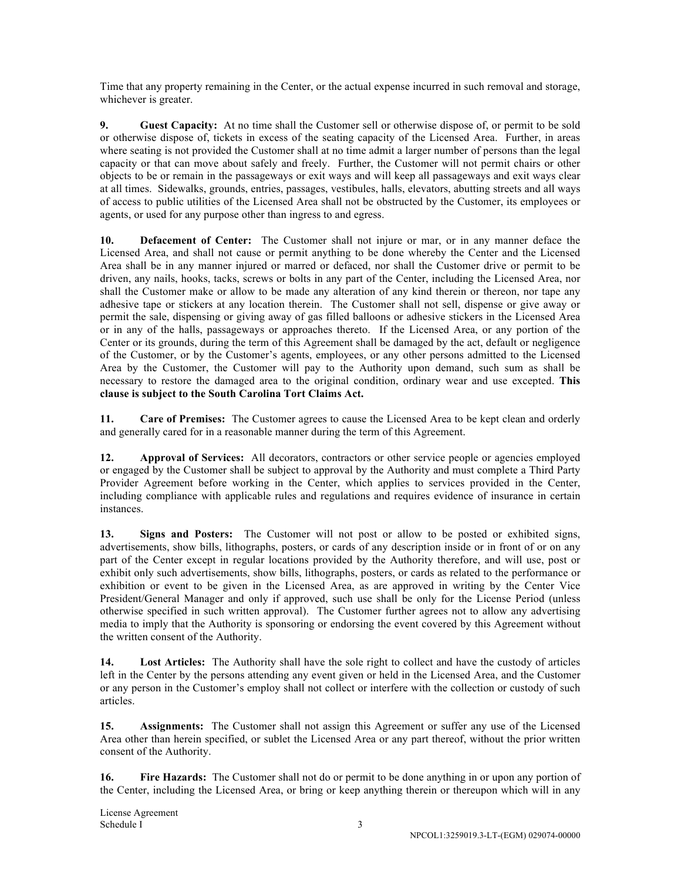Time that any property remaining in the Center, or the actual expense incurred in such removal and storage, whichever is greater.

**9. Guest Capacity:** At no time shall the Customer sell or otherwise dispose of, or permit to be sold or otherwise dispose of, tickets in excess of the seating capacity of the Licensed Area. Further, in areas where seating is not provided the Customer shall at no time admit a larger number of persons than the legal capacity or that can move about safely and freely. Further, the Customer will not permit chairs or other objects to be or remain in the passageways or exit ways and will keep all passageways and exit ways clear at all times. Sidewalks, grounds, entries, passages, vestibules, halls, elevators, abutting streets and all ways of access to public utilities of the Licensed Area shall not be obstructed by the Customer, its employees or agents, or used for any purpose other than ingress to and egress.

**10. Defacement of Center:** The Customer shall not injure or mar, or in any manner deface the Licensed Area, and shall not cause or permit anything to be done whereby the Center and the Licensed Area shall be in any manner injured or marred or defaced, nor shall the Customer drive or permit to be driven, any nails, hooks, tacks, screws or bolts in any part of the Center, including the Licensed Area, nor shall the Customer make or allow to be made any alteration of any kind therein or thereon, nor tape any adhesive tape or stickers at any location therein. The Customer shall not sell, dispense or give away or permit the sale, dispensing or giving away of gas filled balloons or adhesive stickers in the Licensed Area or in any of the halls, passageways or approaches thereto. If the Licensed Area, or any portion of the Center or its grounds, during the term of this Agreement shall be damaged by the act, default or negligence of the Customer, or by the Customer's agents, employees, or any other persons admitted to the Licensed Area by the Customer, the Customer will pay to the Authority upon demand, such sum as shall be necessary to restore the damaged area to the original condition, ordinary wear and use excepted. **This clause is subject to the South Carolina Tort Claims Act.**

**11. Care of Premises:** The Customer agrees to cause the Licensed Area to be kept clean and orderly and generally cared for in a reasonable manner during the term of this Agreement.

**12. Approval of Services:** All decorators, contractors or other service people or agencies employed or engaged by the Customer shall be subject to approval by the Authority and must complete a Third Party Provider Agreement before working in the Center, which applies to services provided in the Center, including compliance with applicable rules and regulations and requires evidence of insurance in certain instances.

**13. Signs and Posters:** The Customer will not post or allow to be posted or exhibited signs, advertisements, show bills, lithographs, posters, or cards of any description inside or in front of or on any part of the Center except in regular locations provided by the Authority therefore, and will use, post or exhibit only such advertisements, show bills, lithographs, posters, or cards as related to the performance or exhibition or event to be given in the Licensed Area, as are approved in writing by the Center Vice President/General Manager and only if approved, such use shall be only for the License Period (unless otherwise specified in such written approval). The Customer further agrees not to allow any advertising media to imply that the Authority is sponsoring or endorsing the event covered by this Agreement without the written consent of the Authority.

**14. Lost Articles:** The Authority shall have the sole right to collect and have the custody of articles left in the Center by the persons attending any event given or held in the Licensed Area, and the Customer or any person in the Customer's employ shall not collect or interfere with the collection or custody of such articles.

**15. Assignments:** The Customer shall not assign this Agreement or suffer any use of the Licensed Area other than herein specified, or sublet the Licensed Area or any part thereof, without the prior written consent of the Authority.

**16. Fire Hazards:** The Customer shall not do or permit to be done anything in or upon any portion of the Center, including the Licensed Area, or bring or keep anything therein or thereupon which will in any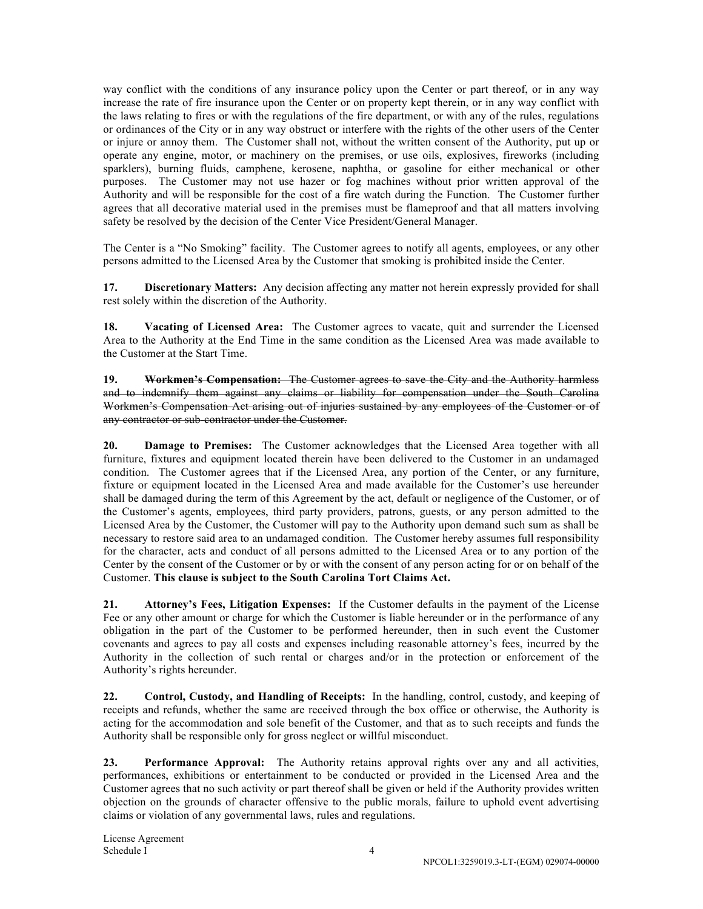way conflict with the conditions of any insurance policy upon the Center or part thereof, or in any way increase the rate of fire insurance upon the Center or on property kept therein, or in any way conflict with the laws relating to fires or with the regulations of the fire department, or with any of the rules, regulations or ordinances of the City or in any way obstruct or interfere with the rights of the other users of the Center or injure or annoy them. The Customer shall not, without the written consent of the Authority, put up or operate any engine, motor, or machinery on the premises, or use oils, explosives, fireworks (including sparklers), burning fluids, camphene, kerosene, naphtha, or gasoline for either mechanical or other purposes. The Customer may not use hazer or fog machines without prior written approval of the Authority and will be responsible for the cost of a fire watch during the Function. The Customer further agrees that all decorative material used in the premises must be flameproof and that all matters involving safety be resolved by the decision of the Center Vice President/General Manager.

The Center is a "No Smoking" facility. The Customer agrees to notify all agents, employees, or any other persons admitted to the Licensed Area by the Customer that smoking is prohibited inside the Center.

**17. Discretionary Matters:** Any decision affecting any matter not herein expressly provided for shall rest solely within the discretion of the Authority.

**18. Vacating of Licensed Area:** The Customer agrees to vacate, quit and surrender the Licensed Area to the Authority at the End Time in the same condition as the Licensed Area was made available to the Customer at the Start Time.

**19.** ~~**Workmen's Compensation:** The Customer agrees to save the City and the Authority harmless and to indemnify them against any claims or liability for compensation under the South Carolina Workmen's Compensation Act arising out of injuries sustained by any employees of the Customer or of any contractor or sub-contractor under the Customer.~~

**20. Damage to Premises:** The Customer acknowledges that the Licensed Area together with all furniture, fixtures and equipment located therein have been delivered to the Customer in an undamaged condition. The Customer agrees that if the Licensed Area, any portion of the Center, or any furniture, fixture or equipment located in the Licensed Area and made available for the Customer's use hereunder shall be damaged during the term of this Agreement by the act, default or negligence of the Customer, or of the Customer's agents, employees, third party providers, patrons, guests, or any person admitted to the Licensed Area by the Customer, the Customer will pay to the Authority upon demand such sum as shall be necessary to restore said area to an undamaged condition. The Customer hereby assumes full responsibility for the character, acts and conduct of all persons admitted to the Licensed Area or to any portion of the Center by the consent of the Customer or by or with the consent of any person acting for or on behalf of the Customer. **This clause is subject to the South Carolina Tort Claims Act.**

**21. Attorney's Fees, Litigation Expenses:** If the Customer defaults in the payment of the License Fee or any other amount or charge for which the Customer is liable hereunder or in the performance of any obligation in the part of the Customer to be performed hereunder, then in such event the Customer covenants and agrees to pay all costs and expenses including reasonable attorney's fees, incurred by the Authority in the collection of such rental or charges and/or in the protection or enforcement of the Authority's rights hereunder.

**22. Control, Custody, and Handling of Receipts:** In the handling, control, custody, and keeping of receipts and refunds, whether the same are received through the box office or otherwise, the Authority is acting for the accommodation and sole benefit of the Customer, and that as to such receipts and funds the Authority shall be responsible only for gross neglect or willful misconduct.

**23. Performance Approval:** The Authority retains approval rights over any and all activities, performances, exhibitions or entertainment to be conducted or provided in the Licensed Area and the Customer agrees that no such activity or part thereof shall be given or held if the Authority provides written objection on the grounds of character offensive to the public morals, failure to uphold event advertising claims or violation of any governmental laws, rules and regulations.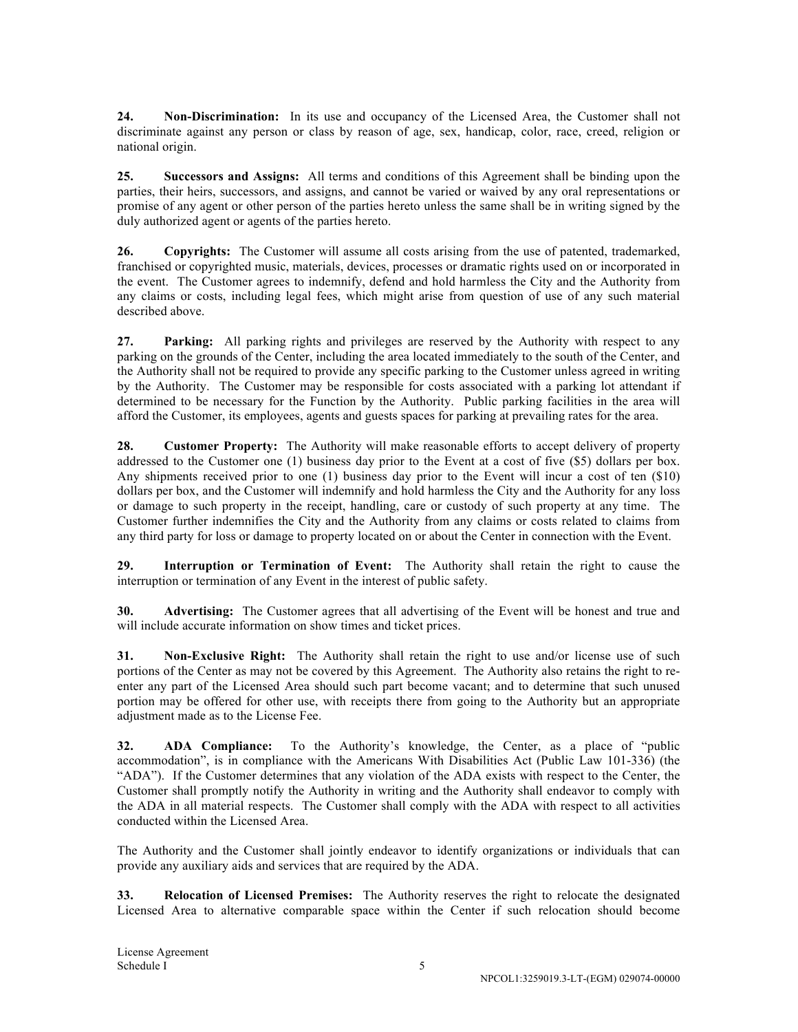**24. Non-Discrimination:** In its use and occupancy of the Licensed Area, the Customer shall not discriminate against any person or class by reason of age, sex, handicap, color, race, creed, religion or national origin.

**25. Successors and Assigns:** All terms and conditions of this Agreement shall be binding upon the parties, their heirs, successors, and assigns, and cannot be varied or waived by any oral representations or promise of any agent or other person of the parties hereto unless the same shall be in writing signed by the duly authorized agent or agents of the parties hereto.

**26. Copyrights:** The Customer will assume all costs arising from the use of patented, trademarked, franchised or copyrighted music, materials, devices, processes or dramatic rights used on or incorporated in the event. The Customer agrees to indemnify, defend and hold harmless the City and the Authority from any claims or costs, including legal fees, which might arise from question of use of any such material described above.

**27. Parking:** All parking rights and privileges are reserved by the Authority with respect to any parking on the grounds of the Center, including the area located immediately to the south of the Center, and the Authority shall not be required to provide any specific parking to the Customer unless agreed in writing by the Authority. The Customer may be responsible for costs associated with a parking lot attendant if determined to be necessary for the Function by the Authority. Public parking facilities in the area will afford the Customer, its employees, agents and guests spaces for parking at prevailing rates for the area.

**28. Customer Property:** The Authority will make reasonable efforts to accept delivery of property addressed to the Customer one (1) business day prior to the Event at a cost of five ($5) dollars per box. Any shipments received prior to one (1) business day prior to the Event will incur a cost of ten ($10) dollars per box, and the Customer will indemnify and hold harmless the City and the Authority for any loss or damage to such property in the receipt, handling, care or custody of such property at any time. The Customer further indemnifies the City and the Authority from any claims or costs related to claims from any third party for loss or damage to property located on or about the Center in connection with the Event.

**29. Interruption or Termination of Event:** The Authority shall retain the right to cause the interruption or termination of any Event in the interest of public safety.

**30. Advertising:** The Customer agrees that all advertising of the Event will be honest and true and will include accurate information on show times and ticket prices.

**31. Non-Exclusive Right:** The Authority shall retain the right to use and/or license use of such portions of the Center as may not be covered by this Agreement. The Authority also retains the right to re-enter any part of the Licensed Area should such part become vacant; and to determine that such unused portion may be offered for other use, with receipts there from going to the Authority but an appropriate adjustment made as to the License Fee.

**32. ADA Compliance:** To the Authority's knowledge, the Center, as a place of "public accommodation", is in compliance with the Americans With Disabilities Act (Public Law 101-336) (the "ADA"). If the Customer determines that any violation of the ADA exists with respect to the Center, the Customer shall promptly notify the Authority in writing and the Authority shall endeavor to comply with the ADA in all material respects. The Customer shall comply with the ADA with respect to all activities conducted within the Licensed Area.

The Authority and the Customer shall jointly endeavor to identify organizations or individuals that can provide any auxiliary aids and services that are required by the ADA.

**33. Relocation of Licensed Premises:** The Authority reserves the right to relocate the designated Licensed Area to alternative comparable space within the Center if such relocation should become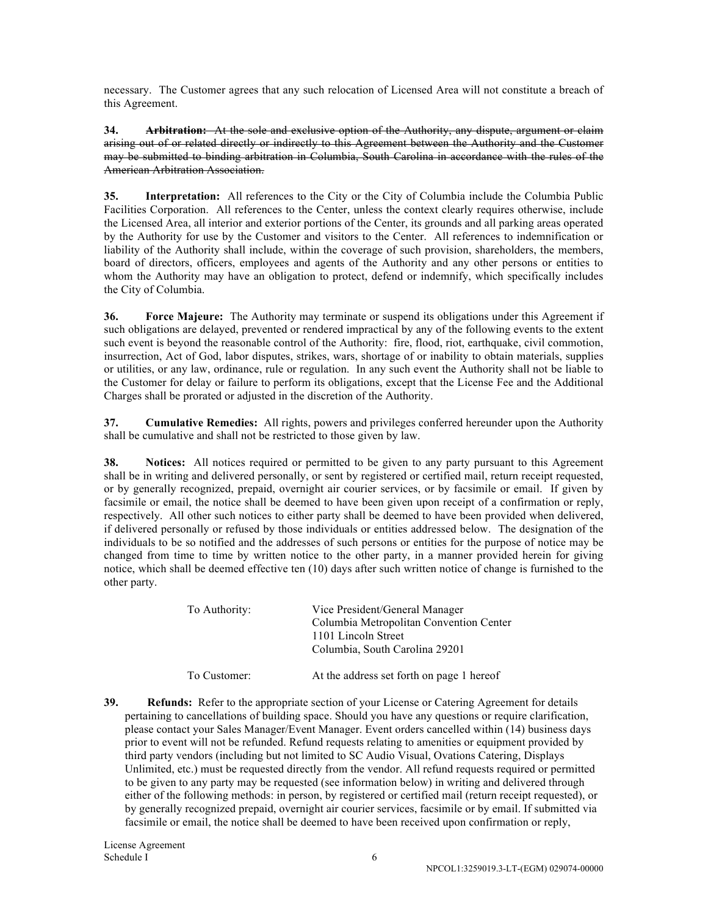necessary. The Customer agrees that any such relocation of Licensed Area will not constitute a breach of this Agreement.

~~**34. Arbitration:** At the sole and exclusive option of the Authority, any dispute, argument or claim arising out of or related directly or indirectly to this Agreement between the Authority and the Customer may be submitted to binding arbitration in Columbia, South Carolina in accordance with the rules of the American Arbitration Association.~~

**35. Interpretation:** All references to the City or the City of Columbia include the Columbia Public Facilities Corporation. All references to the Center, unless the context clearly requires otherwise, include the Licensed Area, all interior and exterior portions of the Center, its grounds and all parking areas operated by the Authority for use by the Customer and visitors to the Center. All references to indemnification or liability of the Authority shall include, within the coverage of such provision, shareholders, the members, board of directors, officers, employees and agents of the Authority and any other persons or entities to whom the Authority may have an obligation to protect, defend or indemnify, which specifically includes the City of Columbia.

**36. Force Majeure:** The Authority may terminate or suspend its obligations under this Agreement if such obligations are delayed, prevented or rendered impractical by any of the following events to the extent such event is beyond the reasonable control of the Authority: fire, flood, riot, earthquake, civil commotion, insurrection, Act of God, labor disputes, strikes, wars, shortage of or inability to obtain materials, supplies or utilities, or any law, ordinance, rule or regulation. In any such event the Authority shall not be liable to the Customer for delay or failure to perform its obligations, except that the License Fee and the Additional Charges shall be prorated or adjusted in the discretion of the Authority.

**37. Cumulative Remedies:** All rights, powers and privileges conferred hereunder upon the Authority shall be cumulative and shall not be restricted to those given by law.

**38. Notices:** All notices required or permitted to be given to any party pursuant to this Agreement shall be in writing and delivered personally, or sent by registered or certified mail, return receipt requested, or by generally recognized, prepaid, overnight air courier services, or by facsimile or email. If given by facsimile or email, the notice shall be deemed to have been given upon receipt of a confirmation or reply, respectively. All other such notices to either party shall be deemed to have been provided when delivered, if delivered personally or refused by those individuals or entities addressed below. The designation of the individuals to be so notified and the addresses of such persons or entities for the purpose of notice may be changed from time to time by written notice to the other party, in a manner provided herein for giving notice, which shall be deemed effective ten (10) days after such written notice of change is furnished to the other party.

To Authority:
Vice President/General Manager
Columbia Metropolitan Convention Center
1101 Lincoln Street
Columbia, South Carolina 29201

To Customer:
At the address set forth on page 1 hereof

**39. Refunds:** Refer to the appropriate section of your License or Catering Agreement for details pertaining to cancellations of building space. Should you have any questions or require clarification, please contact your Sales Manager/Event Manager. Event orders cancelled within (14) business days prior to event will not be refunded. Refund requests relating to amenities or equipment provided by third party vendors (including but not limited to SC Audio Visual, Ovations Catering, Displays Unlimited, etc.) must be requested directly from the vendor. All refund requests required or permitted to be given to any party may be requested (see information below) in writing and delivered through either of the following methods: in person, by registered or certified mail (return receipt requested), or by generally recognized prepaid, overnight air courier services, facsimile or by email. If submitted via facsimile or email, the notice shall be deemed to have been received upon confirmation or reply,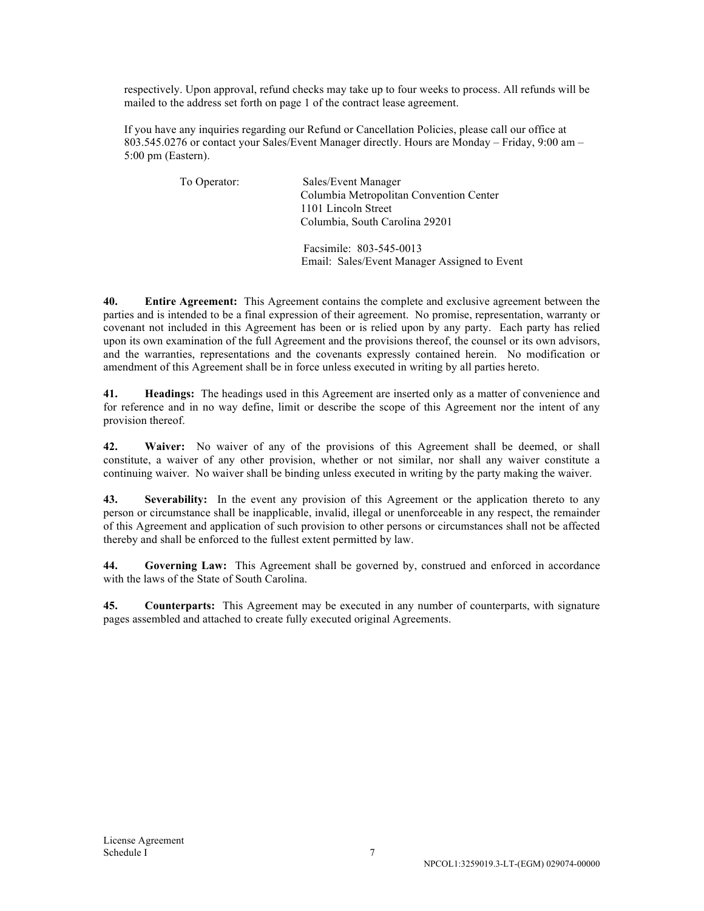respectively. Upon approval, refund checks may take up to four weeks to process. All refunds will be mailed to the address set forth on page 1 of the contract lease agreement.

If you have any inquiries regarding our Refund or Cancellation Policies, please call our office at 803.545.0276 or contact your Sales/Event Manager directly. Hours are Monday – Friday, 9:00 am – 5:00 pm (Eastern).

To Operator:

Sales/Event Manager
Columbia Metropolitan Convention Center
1101 Lincoln Street
Columbia, South Carolina 29201

Facsimile: 803-545-0013
Email: Sales/Event Manager Assigned to Event

**40. Entire Agreement:** This Agreement contains the complete and exclusive agreement between the parties and is intended to be a final expression of their agreement. No promise, representation, warranty or covenant not included in this Agreement has been or is relied upon by any party. Each party has relied upon its own examination of the full Agreement and the provisions thereof, the counsel or its own advisors, and the warranties, representations and the covenants expressly contained herein. No modification or amendment of this Agreement shall be in force unless executed in writing by all parties hereto.

**41. Headings:** The headings used in this Agreement are inserted only as a matter of convenience and for reference and in no way define, limit or describe the scope of this Agreement nor the intent of any provision thereof.

**42. Waiver:** No waiver of any of the provisions of this Agreement shall be deemed, or shall constitute, a waiver of any other provision, whether or not similar, nor shall any waiver constitute a continuing waiver. No waiver shall be binding unless executed in writing by the party making the waiver.

**43. Severability:** In the event any provision of this Agreement or the application thereto to any person or circumstance shall be inapplicable, invalid, illegal or unenforceable in any respect, the remainder of this Agreement and application of such provision to other persons or circumstances shall not be affected thereby and shall be enforced to the fullest extent permitted by law.

**44. Governing Law:** This Agreement shall be governed by, construed and enforced in accordance with the laws of the State of South Carolina.

**45. Counterparts:** This Agreement may be executed in any number of counterparts, with signature pages assembled and attached to create fully executed original Agreements.

License Agreement
Schedule I

NPCOL1:3259019.3-LT-(EGM) 029074-00000